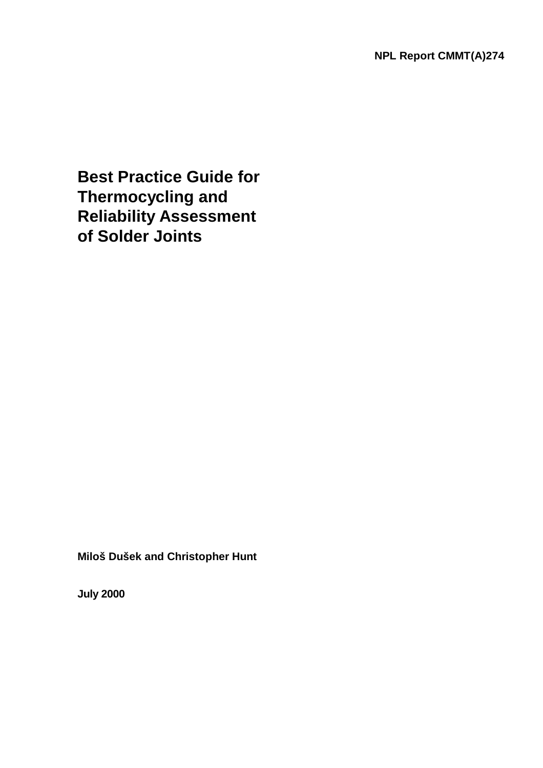**NPL Report CMMT(A)274**

# Best Practice Guide for Thermocycling and Reliability Assessment of Solder Joints

**Miloš Dušek and Christopher Hunt**

**July 2000**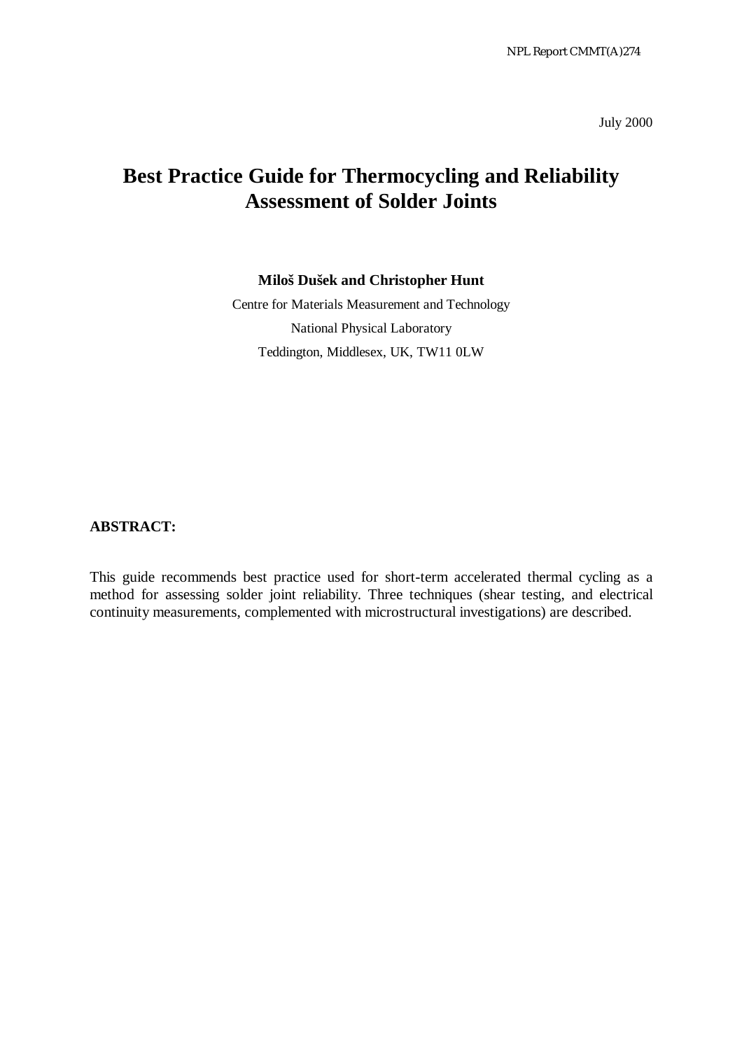July 2000

# Best Practice Guide for Thermocycling and Reliability Assessment of Solder Joints

**Miloš Dušek and Christopher Hunt**

Centre for Materials Measurement and Technology

National Physical Laboratory

Teddington, Middlesex, UK, TW11 0LW

**ABSTRACT:**

This guide recommends best practice used for short-term accelerated thermal cycling as a method for assessing solder joint reliability. Three techniques (shear testing, and electrical continuity measurements, complemented with microstructural investigations) are described.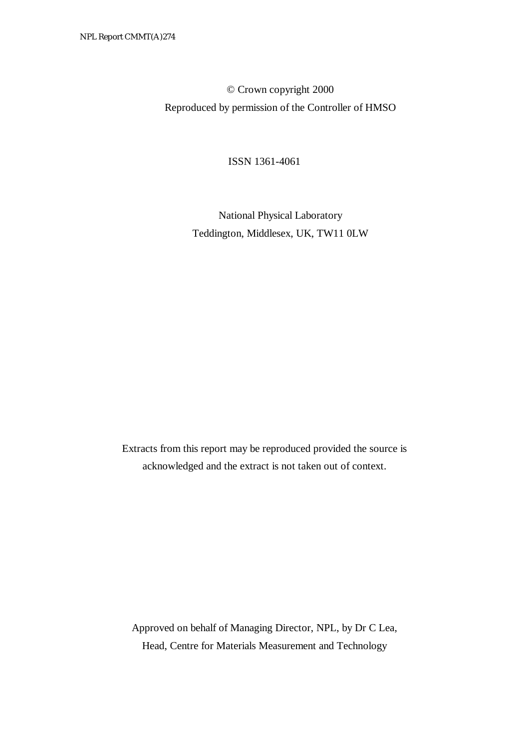© Crown copyright 2000
Reproduced by permission of the Controller of HMSO

ISSN 1361-4061

National Physical Laboratory
Teddington, Middlesex, UK, TW11 0LW

Extracts from this report may be reproduced provided the source is acknowledged and the extract is not taken out of context.

Approved on behalf of Managing Director, NPL, by Dr C Lea,
Head, Centre for Materials Measurement and Technology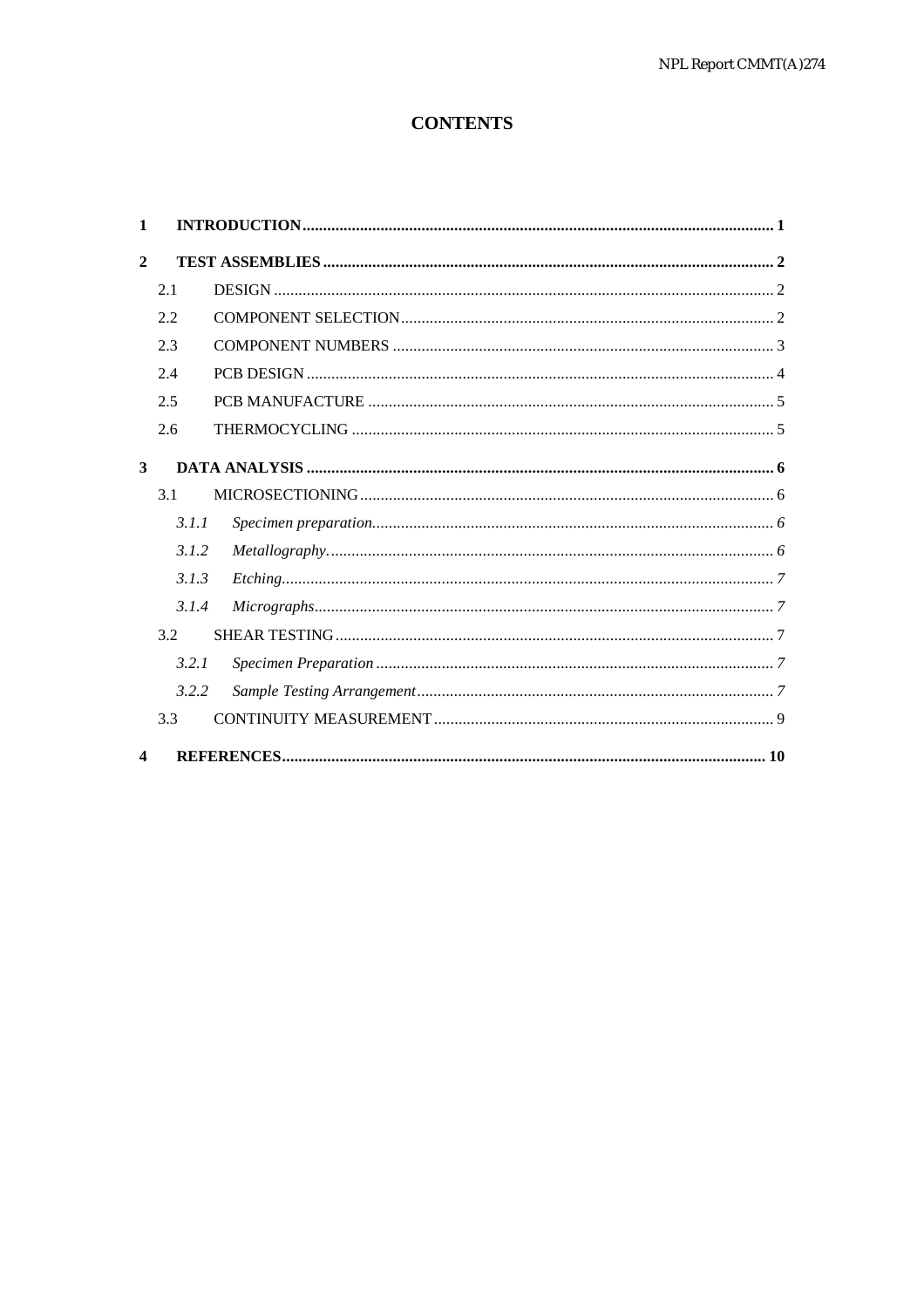# CONTENTS

| | | |
|---|---|---|
| **1** | **INTRODUCTION** | **1** |
| **2** | **TEST ASSEMBLIES** | **2** |
| 2.1 | DESIGN | 2 |
| 2.2 | COMPONENT SELECTION | 2 |
| 2.3 | COMPONENT NUMBERS | 3 |
| 2.4 | PCB DESIGN | 4 |
| 2.5 | PCB MANUFACTURE | 5 |
| 2.6 | THERMOCYCLING | 5 |
| **3** | **DATA ANALYSIS** | **6** |
| 3.1 | MICROSECTIONING | 6 |
| *3.1.1* | *Specimen preparation.* | *6* |
| *3.1.2* | *Metallography.* | *6* |
| *3.1.3* | *Etching.* | *7* |
| *3.1.4* | *Micrographs* | *7* |
| 3.2 | SHEAR TESTING | 7 |
| *3.2.1* | *Specimen Preparation* | *7* |
| *3.2.2* | *Sample Testing Arrangement* | *7* |
| 3.3 | CONTINUITY MEASUREMENT | 9 |
| **4** | **REFERENCES** | **10** |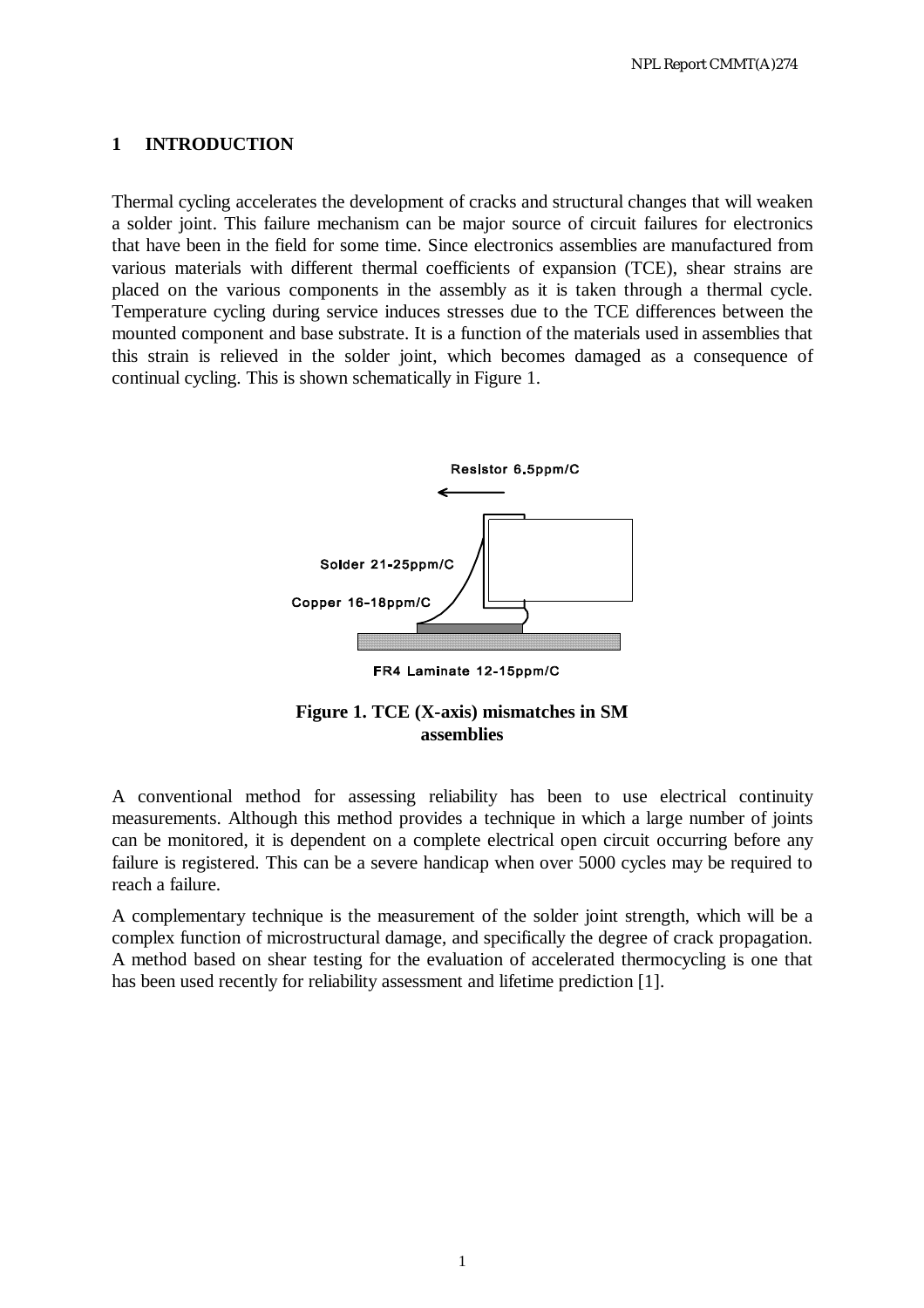# 1 INTRODUCTION

Thermal cycling accelerates the development of cracks and structural changes that will weaken a solder joint. This failure mechanism can be major source of circuit failures for electronics that have been in the field for some time. Since electronics assemblies are manufactured from various materials with different thermal coefficients of expansion (TCE), shear strains are placed on the various components in the assembly as it is taken through a thermal cycle. Temperature cycling during service induces stresses due to the TCE differences between the mounted component and base substrate. It is a function of the materials used in assemblies that this strain is relieved in the solder joint, which becomes damaged as a consequence of continual cycling. This is shown schematically in Figure 1.

Resistor 6.5ppm/C

Solder 21-25ppm/C

Copper 16-18ppm/C

FR4 Laminate 12-15ppm/C

**Figure 1. TCE (X-axis) mismatches in SM assemblies**

A conventional method for assessing reliability has been to use electrical continuity measurements. Although this method provides a technique in which a large number of joints can be monitored, it is dependent on a complete electrical open circuit occurring before any failure is registered. This can be a severe handicap when over 5000 cycles may be required to reach a failure.

A complementary technique is the measurement of the solder joint strength, which will be a complex function of microstructural damage, and specifically the degree of crack propagation. A method based on shear testing for the evaluation of accelerated thermocycling is one that has been used recently for reliability assessment and lifetime prediction [1].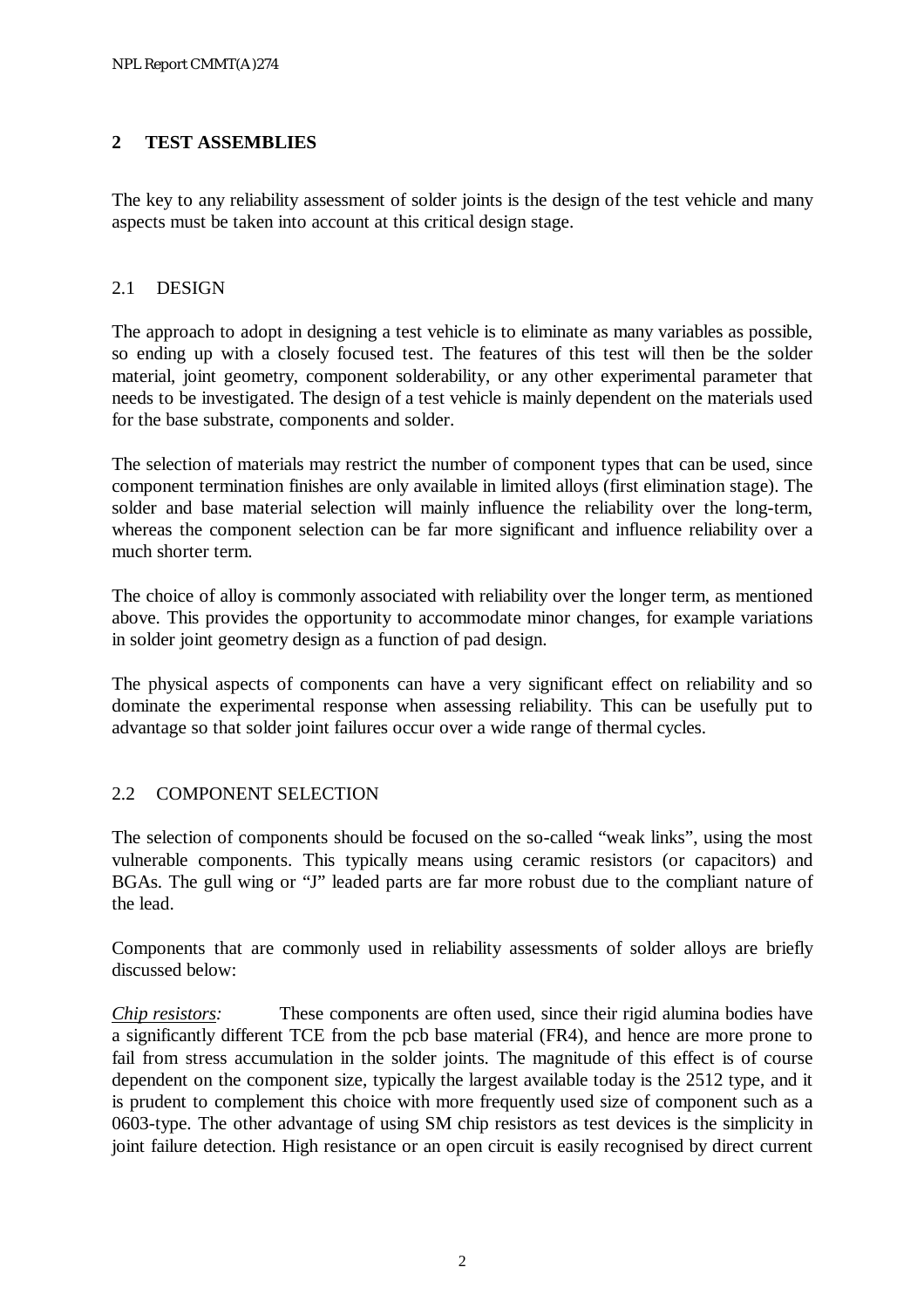## 2 TEST ASSEMBLIES

The key to any reliability assessment of solder joints is the design of the test vehicle and many aspects must be taken into account at this critical design stage.

### 2.1 DESIGN

The approach to adopt in designing a test vehicle is to eliminate as many variables as possible, so ending up with a closely focused test. The features of this test will then be the solder material, joint geometry, component solderability, or any other experimental parameter that needs to be investigated. The design of a test vehicle is mainly dependent on the materials used for the base substrate, components and solder.

The selection of materials may restrict the number of component types that can be used, since component termination finishes are only available in limited alloys (first elimination stage). The solder and base material selection will mainly influence the reliability over the long-term, whereas the component selection can be far more significant and influence reliability over a much shorter term.

The choice of alloy is commonly associated with reliability over the longer term, as mentioned above. This provides the opportunity to accommodate minor changes, for example variations in solder joint geometry design as a function of pad design.

The physical aspects of components can have a very significant effect on reliability and so dominate the experimental response when assessing reliability. This can be usefully put to advantage so that solder joint failures occur over a wide range of thermal cycles.

### 2.2 COMPONENT SELECTION

The selection of components should be focused on the so-called "weak links", using the most vulnerable components. This typically means using ceramic resistors (or capacitors) and BGAs. The gull wing or "J" leaded parts are far more robust due to the compliant nature of the lead.

Components that are commonly used in reliability assessments of solder alloys are briefly discussed below:

*Chip resistors:* These components are often used, since their rigid alumina bodies have a significantly different TCE from the pcb base material (FR4), and hence are more prone to fail from stress accumulation in the solder joints. The magnitude of this effect is of course dependent on the component size, typically the largest available today is the 2512 type, and it is prudent to complement this choice with more frequently used size of component such as a 0603-type. The other advantage of using SM chip resistors as test devices is the simplicity in joint failure detection. High resistance or an open circuit is easily recognised by direct current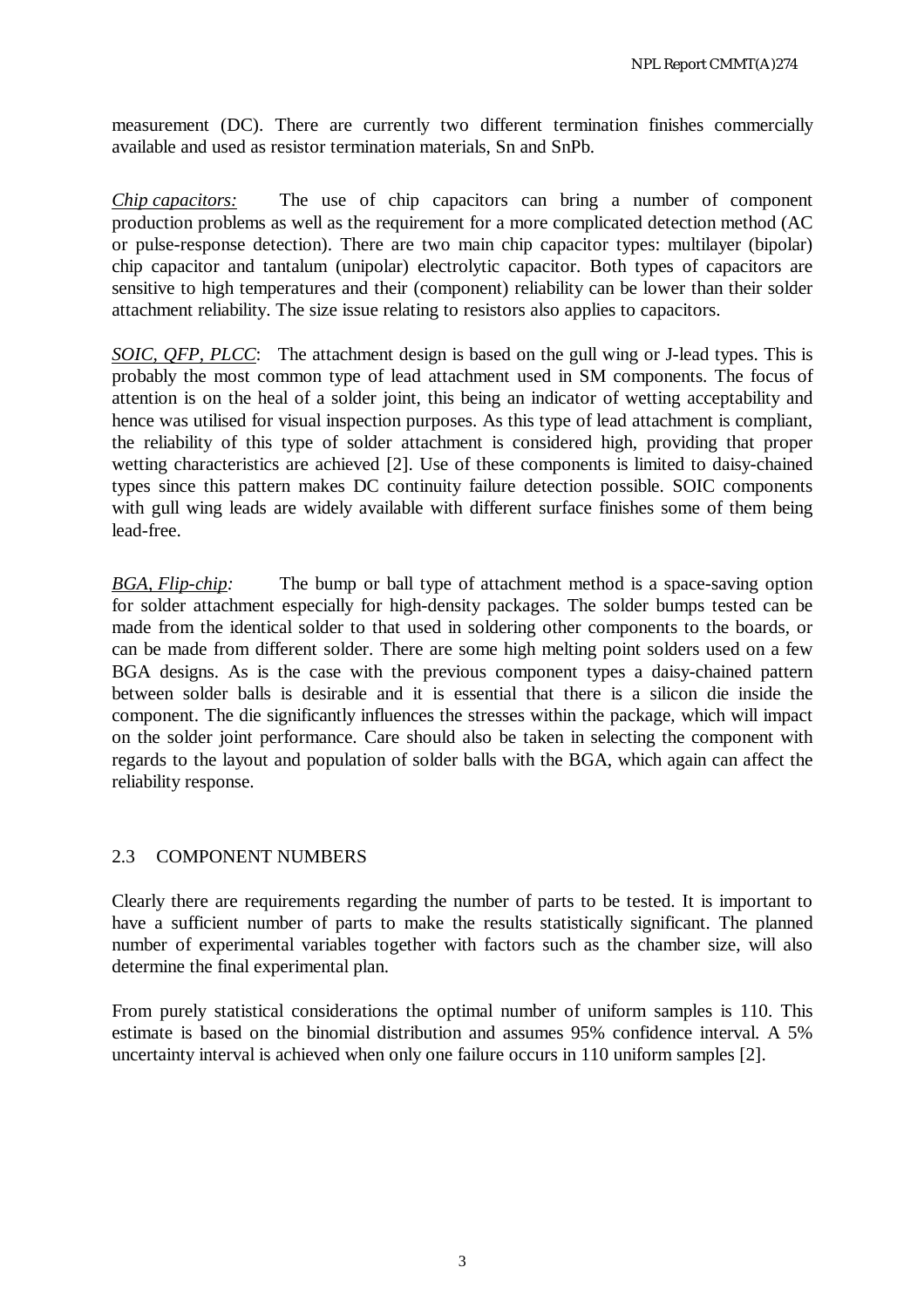measurement (DC). There are currently two different termination finishes commercially available and used as resistor termination materials, Sn and SnPb.

*Chip capacitors:* The use of chip capacitors can bring a number of component production problems as well as the requirement for a more complicated detection method (AC or pulse-response detection). There are two main chip capacitor types: multilayer (bipolar) chip capacitor and tantalum (unipolar) electrolytic capacitor. Both types of capacitors are sensitive to high temperatures and their (component) reliability can be lower than their solder attachment reliability. The size issue relating to resistors also applies to capacitors.

*SOIC, QFP, PLCC*: The attachment design is based on the gull wing or J-lead types. This is probably the most common type of lead attachment used in SM components. The focus of attention is on the heal of a solder joint, this being an indicator of wetting acceptability and hence was utilised for visual inspection purposes. As this type of lead attachment is compliant, the reliability of this type of solder attachment is considered high, providing that proper wetting characteristics are achieved [2]. Use of these components is limited to daisy-chained types since this pattern makes DC continuity failure detection possible. SOIC components with gull wing leads are widely available with different surface finishes some of them being lead-free.

*BGA, Flip-chip:* The bump or ball type of attachment method is a space-saving option for solder attachment especially for high-density packages. The solder bumps tested can be made from the identical solder to that used in soldering other components to the boards, or can be made from different solder. There are some high melting point solders used on a few BGA designs. As is the case with the previous component types a daisy-chained pattern between solder balls is desirable and it is essential that there is a silicon die inside the component. The die significantly influences the stresses within the package, which will impact on the solder joint performance. Care should also be taken in selecting the component with regards to the layout and population of solder balls with the BGA, which again can affect the reliability response.

## 2.3 COMPONENT NUMBERS

Clearly there are requirements regarding the number of parts to be tested. It is important to have a sufficient number of parts to make the results statistically significant. The planned number of experimental variables together with factors such as the chamber size, will also determine the final experimental plan.

From purely statistical considerations the optimal number of uniform samples is 110. This estimate is based on the binomial distribution and assumes 95% confidence interval. A 5% uncertainty interval is achieved when only one failure occurs in 110 uniform samples [2].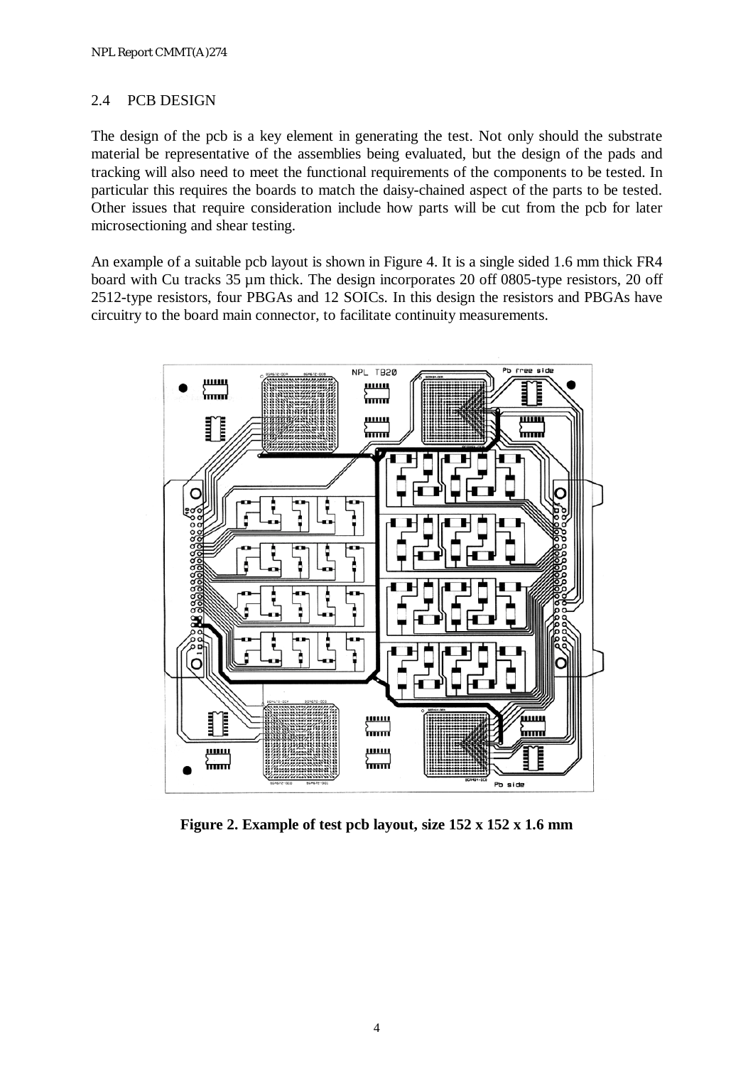## 2.4 PCB DESIGN

The design of the pcb is a key element in generating the test. Not only should the substrate material be representative of the assemblies being evaluated, but the design of the pads and tracking will also need to meet the functional requirements of the components to be tested. In particular this requires the boards to match the daisy-chained aspect of the parts to be tested. Other issues that require consideration include how parts will be cut from the pcb for later microsectioning and shear testing.

An example of a suitable pcb layout is shown in Figure 4. It is a single sided 1.6 mm thick FR4 board with Cu tracks 35 µm thick. The design incorporates 20 off 0805-type resistors, 20 off 2512-type resistors, four PBGAs and 12 SOICs. In this design the resistors and PBGAs have circuitry to the board main connector, to facilitate continuity measurements.

**Figure 2. Example of test pcb layout, size 152 x 152 x 1.6 mm**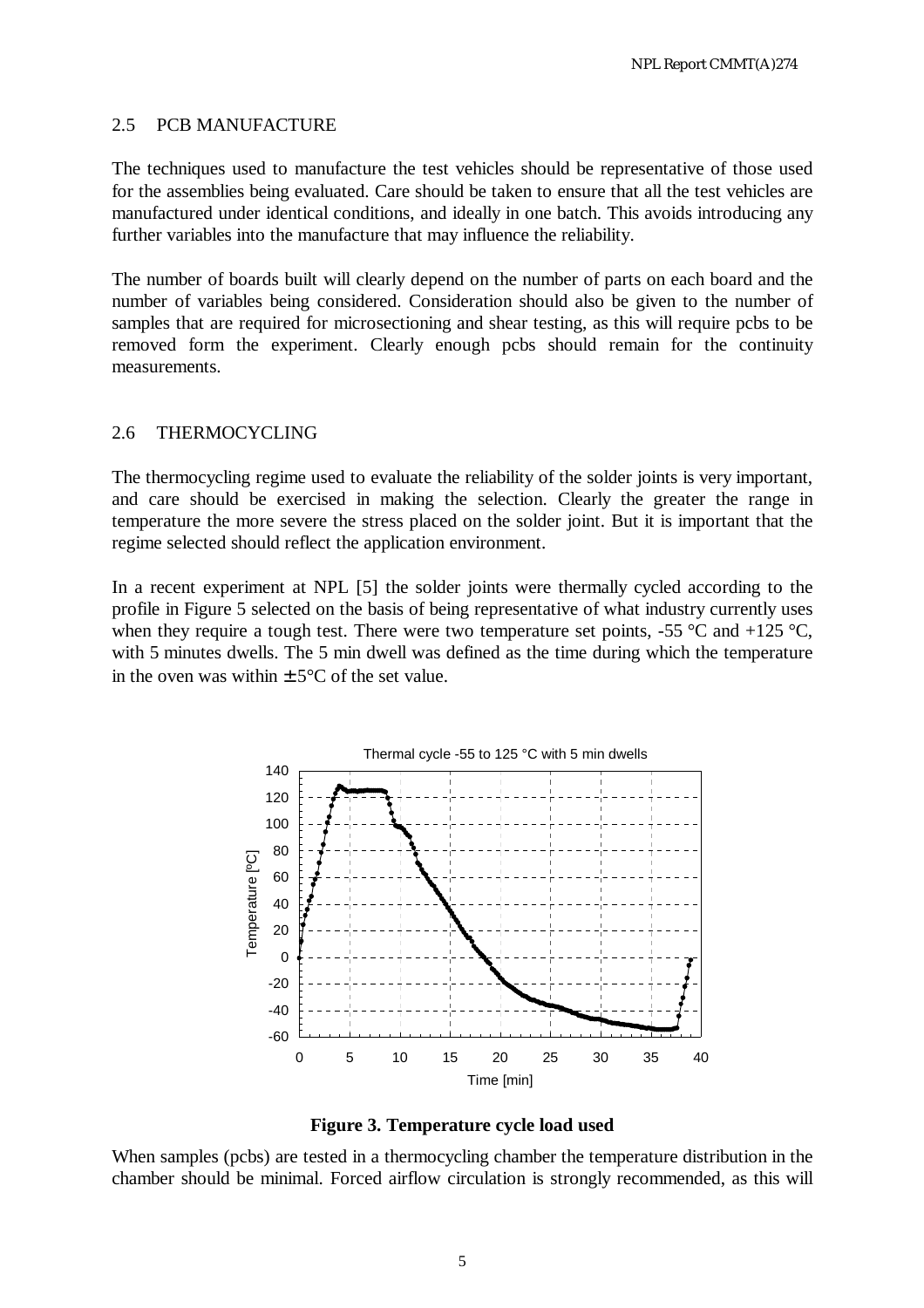### 2.5 PCB MANUFACTURE

The techniques used to manufacture the test vehicles should be representative of those used for the assemblies being evaluated. Care should be taken to ensure that all the test vehicles are manufactured under identical conditions, and ideally in one batch. This avoids introducing any further variables into the manufacture that may influence the reliability.

The number of boards built will clearly depend on the number of parts on each board and the number of variables being considered. Consideration should also be given to the number of samples that are required for microsectioning and shear testing, as this will require pcbs to be removed form the experiment. Clearly enough pcbs should remain for the continuity measurements.

### 2.6 THERMOCYCLING

The thermocycling regime used to evaluate the reliability of the solder joints is very important, and care should be exercised in making the selection. Clearly the greater the range in temperature the more severe the stress placed on the solder joint. But it is important that the regime selected should reflect the application environment.

In a recent experiment at NPL [5] the solder joints were thermally cycled according to the profile in Figure 5 selected on the basis of being representative of what industry currently uses when they require a tough test. There were two temperature set points, -55 °C and +125 °C, with 5 minutes dwells. The 5 min dwell was defined as the time during which the temperature in the oven was within ± 5°C of the set value.

**Figure 3. Temperature cycle load used**

When samples (pcbs) are tested in a thermocycling chamber the temperature distribution in the chamber should be minimal. Forced airflow circulation is strongly recommended, as this will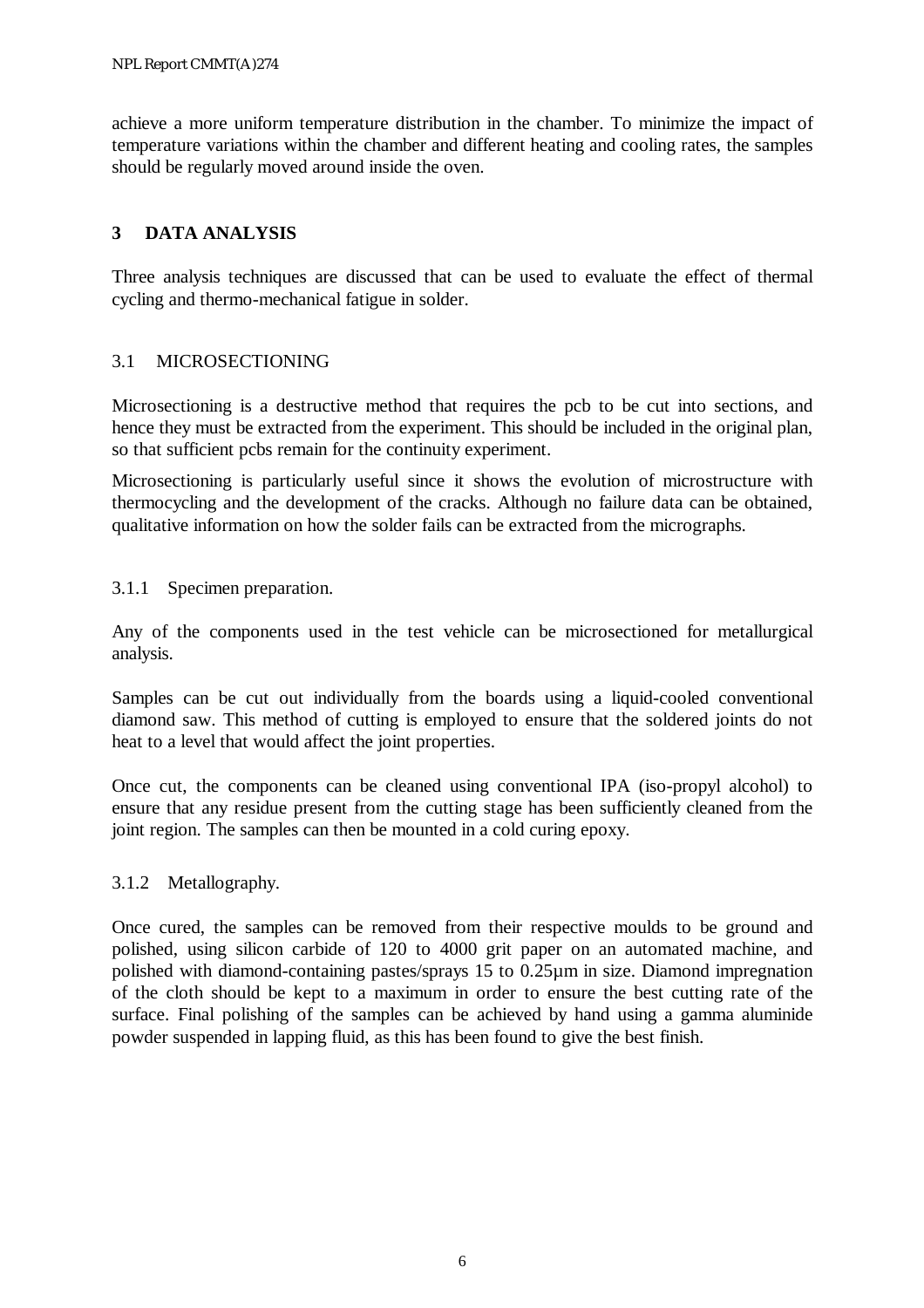achieve a more uniform temperature distribution in the chamber. To minimize the impact of temperature variations within the chamber and different heating and cooling rates, the samples should be regularly moved around inside the oven.

## 3 DATA ANALYSIS

Three analysis techniques are discussed that can be used to evaluate the effect of thermal cycling and thermo-mechanical fatigue in solder.

### 3.1 MICROSECTIONING

Microsectioning is a destructive method that requires the pcb to be cut into sections, and hence they must be extracted from the experiment. This should be included in the original plan, so that sufficient pcbs remain for the continuity experiment.

Microsectioning is particularly useful since it shows the evolution of microstructure with thermocycling and the development of the cracks. Although no failure data can be obtained, qualitative information on how the solder fails can be extracted from the micrographs.

#### 3.1.1 Specimen preparation.

Any of the components used in the test vehicle can be microsectioned for metallurgical analysis.

Samples can be cut out individually from the boards using a liquid-cooled conventional diamond saw. This method of cutting is employed to ensure that the soldered joints do not heat to a level that would affect the joint properties.

Once cut, the components can be cleaned using conventional IPA (iso-propyl alcohol) to ensure that any residue present from the cutting stage has been sufficiently cleaned from the joint region. The samples can then be mounted in a cold curing epoxy.

#### 3.1.2 Metallography.

Once cured, the samples can be removed from their respective moulds to be ground and polished, using silicon carbide of 120 to 4000 grit paper on an automated machine, and polished with diamond-containing pastes/sprays 15 to 0.25µm in size. Diamond impregnation of the cloth should be kept to a maximum in order to ensure the best cutting rate of the surface. Final polishing of the samples can be achieved by hand using a gamma aluminide powder suspended in lapping fluid, as this has been found to give the best finish.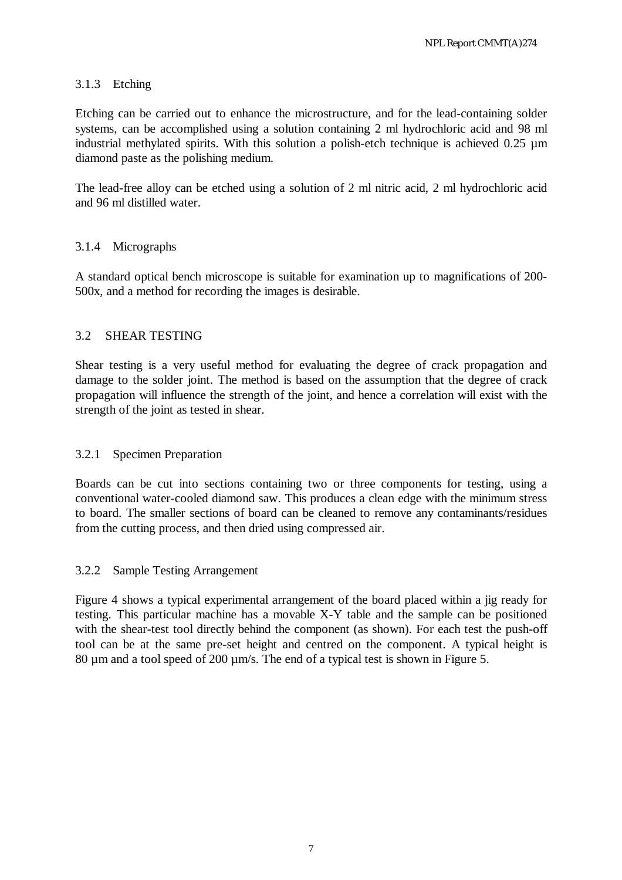### 3.1.3 Etching

Etching can be carried out to enhance the microstructure, and for the lead-containing solder systems, can be accomplished using a solution containing 2 ml hydrochloric acid and 98 ml industrial methylated spirits. With this solution a polish-etch technique is achieved 0.25 µm diamond paste as the polishing medium.

The lead-free alloy can be etched using a solution of 2 ml nitric acid, 2 ml hydrochloric acid and 96 ml distilled water.

### 3.1.4 Micrographs

A standard optical bench microscope is suitable for examination up to magnifications of 200-500x, and a method for recording the images is desirable.

## 3.2 SHEAR TESTING

Shear testing is a very useful method for evaluating the degree of crack propagation and damage to the solder joint. The method is based on the assumption that the degree of crack propagation will influence the strength of the joint, and hence a correlation will exist with the strength of the joint as tested in shear.

### 3.2.1 Specimen Preparation

Boards can be cut into sections containing two or three components for testing, using a conventional water-cooled diamond saw. This produces a clean edge with the minimum stress to board. The smaller sections of board can be cleaned to remove any contaminants/residues from the cutting process, and then dried using compressed air.

### 3.2.2 Sample Testing Arrangement

Figure 4 shows a typical experimental arrangement of the board placed within a jig ready for testing. This particular machine has a movable X-Y table and the sample can be positioned with the shear-test tool directly behind the component (as shown). For each test the push-off tool can be at the same pre-set height and centred on the component. A typical height is 80 µm and a tool speed of 200 µm/s. The end of a typical test is shown in Figure 5.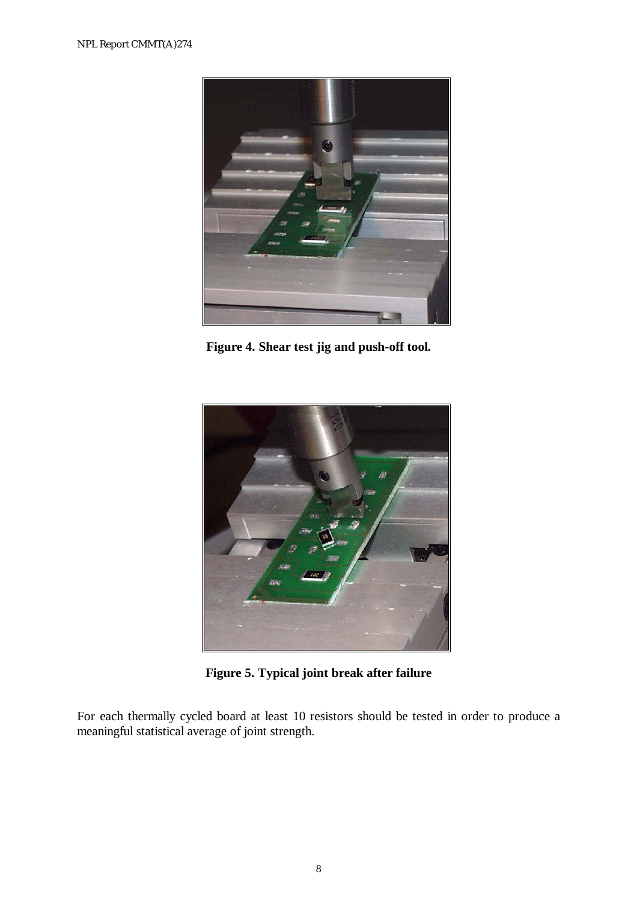**Figure 4. Shear test jig and push-off tool.**

**Figure 5. Typical joint break after failure**

For each thermally cycled board at least 10 resistors should be tested in order to produce a meaningful statistical average of joint strength.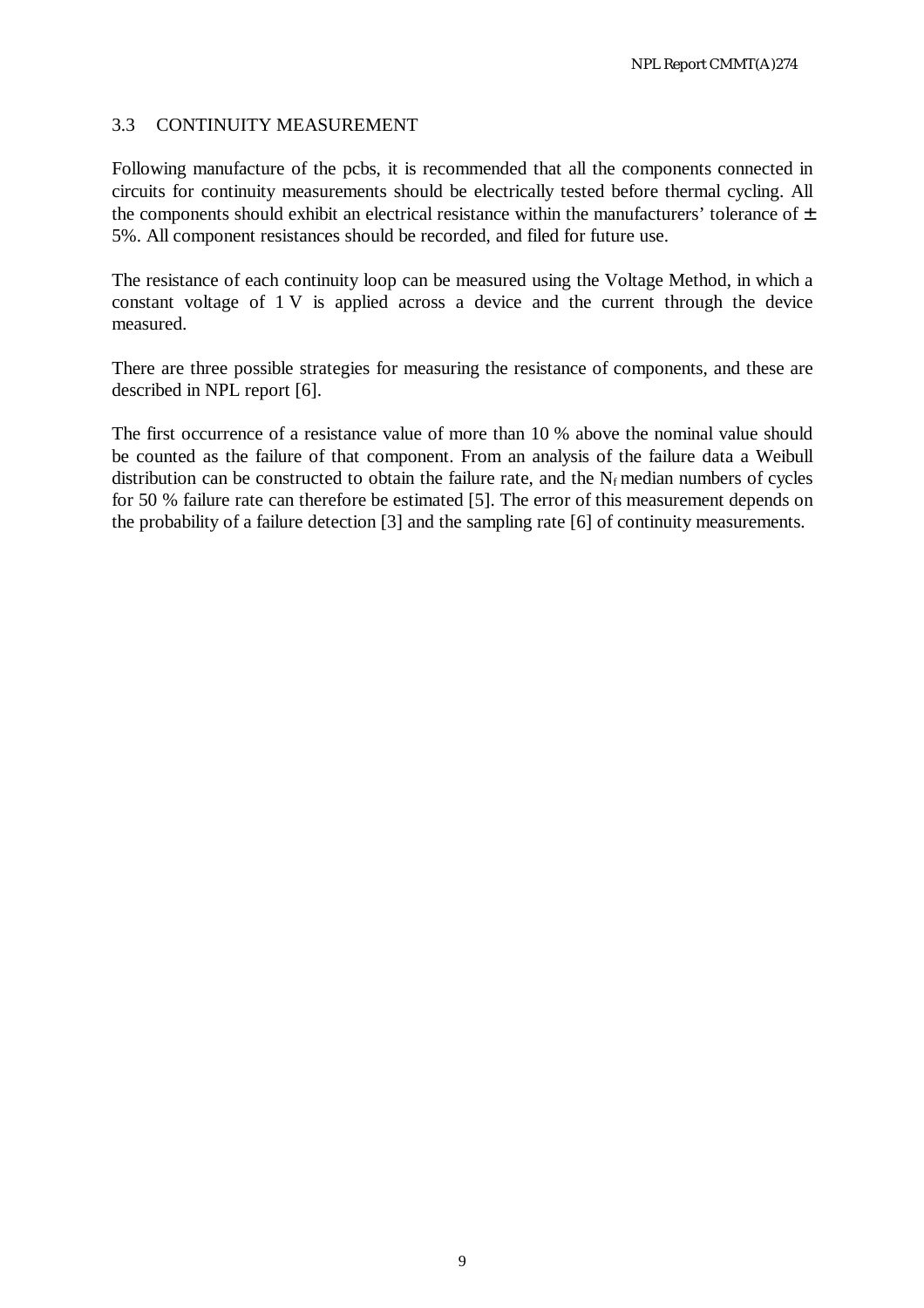### 3.3 CONTINUITY MEASUREMENT

Following manufacture of the pcbs, it is recommended that all the components connected in circuits for continuity measurements should be electrically tested before thermal cycling. All the components should exhibit an electrical resistance within the manufacturers' tolerance of ± 5%. All component resistances should be recorded, and filed for future use.

The resistance of each continuity loop can be measured using the Voltage Method, in which a constant voltage of 1 V is applied across a device and the current through the device measured.

There are three possible strategies for measuring the resistance of components, and these are described in NPL report [6].

The first occurrence of a resistance value of more than 10 % above the nominal value should be counted as the failure of that component. From an analysis of the failure data a Weibull distribution can be constructed to obtain the failure rate, and the $N_f$ median numbers of cycles for 50 % failure rate can therefore be estimated [5]. The error of this measurement depends on the probability of a failure detection [3] and the sampling rate [6] of continuity measurements.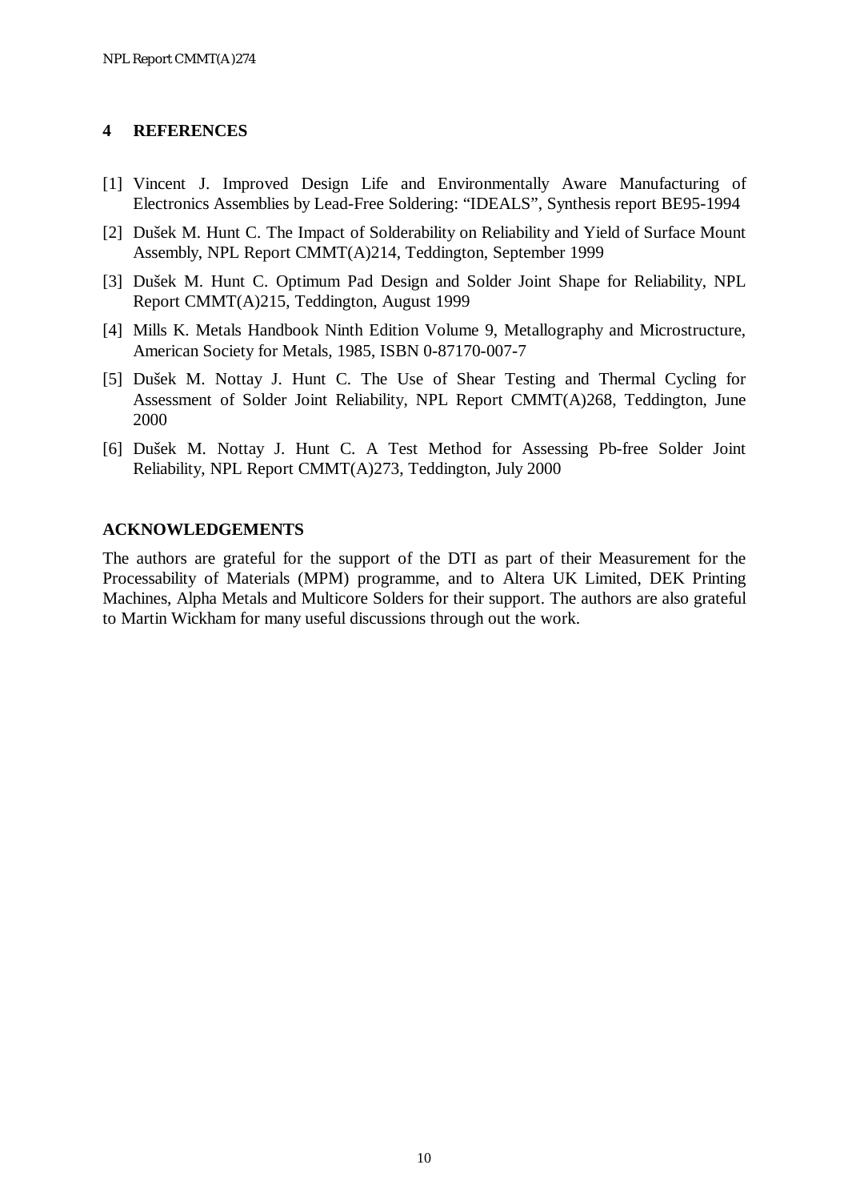## 4 REFERENCES

[1] Vincent J. Improved Design Life and Environmentally Aware Manufacturing of Electronics Assemblies by Lead-Free Soldering: "IDEALS", Synthesis report BE95-1994

[2] Dušek M. Hunt C. The Impact of Solderability on Reliability and Yield of Surface Mount Assembly, NPL Report CMMT(A)214, Teddington, September 1999

[3] Dušek M. Hunt C. Optimum Pad Design and Solder Joint Shape for Reliability, NPL Report CMMT(A)215, Teddington, August 1999

[4] Mills K. Metals Handbook Ninth Edition Volume 9, Metallography and Microstructure, American Society for Metals, 1985, ISBN 0-87170-007-7

[5] Dušek M. Nottay J. Hunt C. The Use of Shear Testing and Thermal Cycling for Assessment of Solder Joint Reliability, NPL Report CMMT(A)268, Teddington, June 2000

[6] Dušek M. Nottay J. Hunt C. A Test Method for Assessing Pb-free Solder Joint Reliability, NPL Report CMMT(A)273, Teddington, July 2000

## ACKNOWLEDGEMENTS

The authors are grateful for the support of the DTI as part of their Measurement for the Processability of Materials (MPM) programme, and to Altera UK Limited, DEK Printing Machines, Alpha Metals and Multicore Solders for their support. The authors are also grateful to Martin Wickham for many useful discussions through out the work.